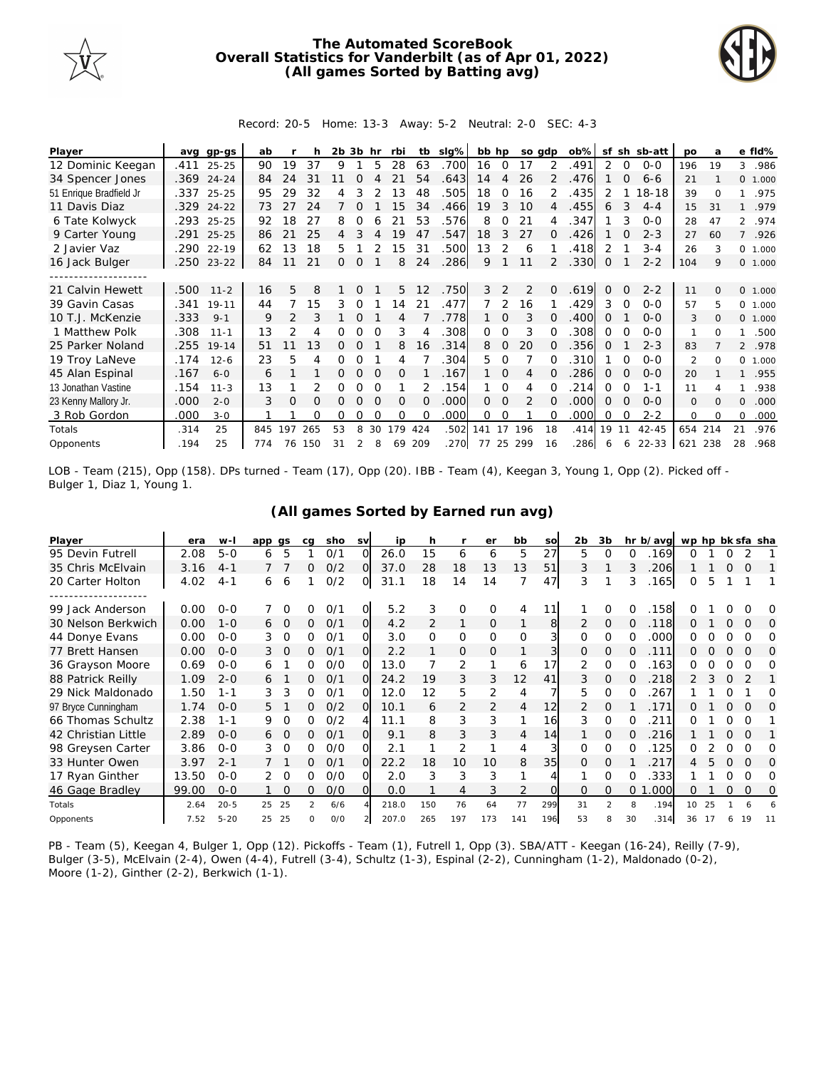# The Automated ScoreBook
## Overall Statistics for Vanderbilt (as of Apr 01, 2022)
## (All games Sorted by Batting avg)

Record: 20-5 Home: 13-3 Away: 5-2 Neutral: 2-0 SEC: 4-3

| Player | avg | gp-gs | ab | r | h | 2b | 3b | hr | rbi | tb | slg% | bb | hp | so | gdp | ob% | sf | sh | sb-att | po | a | e | fld% |
|---|---|---|---|---|---|---|---|---|---|---|---|---|---|---|---|---|---|---|---|---|---|---|---|
| 12 Dominic Keegan | .411 | 25-25 | 90 | 19 | 37 | 9 | 1 | 5 | 28 | 63 | .700 | 16 | 0 | 17 | 2 | .491 | 2 | 0 | 0-0 | 196 | 19 | 3 | .986 |
| 34 Spencer Jones | .369 | 24-24 | 84 | 24 | 31 | 11 | 0 | 4 | 21 | 54 | .643 | 14 | 4 | 26 | 2 | .476 | 1 | 0 | 6-6 | 21 | 1 | 0 | 1.000 |
| 51 Enrique Bradfield Jr | .337 | 25-25 | 95 | 29 | 32 | 4 | 3 | 2 | 13 | 48 | .505 | 18 | 0 | 16 | 2 | .435 | 2 | 1 | 18-18 | 39 | 0 | 1 | .975 |
| 11 Davis Diaz | .329 | 24-22 | 73 | 27 | 24 | 7 | 0 | 1 | 15 | 34 | .466 | 19 | 3 | 10 | 4 | .455 | 6 | 3 | 4-4 | 15 | 31 | 1 | .979 |
| 6 Tate Kolwyck | .293 | 25-25 | 92 | 18 | 27 | 8 | 0 | 6 | 21 | 53 | .576 | 8 | 0 | 21 | 4 | .347 | 1 | 3 | 0-0 | 28 | 47 | 2 | .974 |
| 9 Carter Young | .291 | 25-25 | 86 | 21 | 25 | 4 | 3 | 4 | 19 | 47 | .547 | 18 | 3 | 27 | 0 | .426 | 1 | 0 | 2-3 | 27 | 60 | 7 | .926 |
| 2 Javier Vaz | .290 | 22-19 | 62 | 13 | 18 | 5 | 1 | 2 | 15 | 31 | .500 | 13 | 2 | 6 | 1 | .418 | 2 | 1 | 3-4 | 26 | 3 | 0 | 1.000 |
| 16 Jack Bulger | .250 | 23-22 | 84 | 11 | 21 | 0 | 0 | 1 | 8 | 24 | .286 | 9 | 1 | 11 | 2 | .330 | 0 | 1 | 2-2 | 104 | 9 | 0 | 1.000 |
| 21 Calvin Hewett | .500 | 11-2 | 16 | 5 | 8 | 1 | 0 | 1 | 5 | 12 | .750 | 3 | 2 | 2 | 0 | .619 | 0 | 0 | 2-2 | 11 | 0 | 0 | 1.000 |
| 39 Gavin Casas | .341 | 19-11 | 44 | 7 | 15 | 3 | 0 | 1 | 14 | 21 | .477 | 7 | 2 | 16 | 1 | .429 | 3 | 0 | 0-0 | 57 | 5 | 0 | 1.000 |
| 10 T.J. McKenzie | .333 | 9-1 | 9 | 2 | 3 | 1 | 0 | 1 | 4 | 7 | .778 | 1 | 0 | 3 | 0 | .400 | 0 | 1 | 0-0 | 3 | 0 | 0 | 1.000 |
| 1 Matthew Polk | .308 | 11-1 | 13 | 2 | 4 | 0 | 0 | 0 | 3 | 4 | .308 | 0 | 0 | 3 | 0 | .308 | 0 | 0 | 0-0 | 1 | 0 | 1 | .500 |
| 25 Parker Noland | .255 | 19-14 | 51 | 11 | 13 | 0 | 0 | 1 | 8 | 16 | .314 | 8 | 0 | 20 | 0 | .356 | 0 | 1 | 2-3 | 83 | 7 | 2 | .978 |
| 19 Troy LaNeve | .174 | 12-6 | 23 | 5 | 4 | 0 | 0 | 1 | 4 | 7 | .304 | 5 | 0 | 7 | 0 | .310 | 1 | 0 | 0-0 | 2 | 0 | 0 | 1.000 |
| 45 Alan Espinal | .167 | 6-0 | 6 | 1 | 1 | 0 | 0 | 0 | 0 | 1 | .167 | 1 | 0 | 4 | 0 | .286 | 0 | 0 | 0-0 | 20 | 1 | 1 | .955 |
| 13 Jonathan Vastine | .154 | 11-3 | 13 | 1 | 2 | 0 | 0 | 0 | 1 | 2 | .154 | 1 | 0 | 4 | 0 | .214 | 0 | 0 | 1-1 | 11 | 4 | 1 | .938 |
| 23 Kenny Mallory Jr. | .000 | 2-0 | 3 | 0 | 0 | 0 | 0 | 0 | 0 | 0 | .000 | 0 | 0 | 2 | 0 | .000 | 0 | 0 | 0-0 | 0 | 0 | 0 | .000 |
| 3 Rob Gordon | .000 | 3-0 | 1 | 1 | 0 | 0 | 0 | 0 | 0 | 0 | .000 | 0 | 0 | 1 | 0 | .000 | 0 | 0 | 2-2 | 0 | 0 | 0 | .000 |
| Totals | .314 | 25 | 845 | 197 | 265 | 53 | 8 | 30 | 179 | 424 | .502 | 141 | 17 | 196 | 18 | .414 | 19 | 11 | 42-45 | 654 | 214 | 21 | .976 |
| Opponents | .194 | 25 | 774 | 76 | 150 | 31 | 2 | 8 | 69 | 209 | .270 | 77 | 25 | 299 | 16 | .286 | 6 | 6 | 22-33 | 621 | 238 | 28 | .968 |

LOB - Team (215), Opp (158). DPs turned - Team (17), Opp (20). IBB - Team (4), Keegan 3, Young 1, Opp (2). Picked off - Bulger 1, Diaz 1, Young 1.

## (All games Sorted by Earned run avg)

| Player | era | w-l | app | gs | cg | sho | sv | ip | h | r | er | bb | so | 2b | 3b | hr | b/avg | wp | hp | bk | sfa | sha |
|---|---|---|---|---|---|---|---|---|---|---|---|---|---|---|---|---|---|---|---|---|---|---|
| 95 Devin Futrell | 2.08 | 5-0 | 6 | 5 | 1 | 0/1 | 0 | 26.0 | 15 | 6 | 6 | 5 | 27 | 5 | 0 | 0 | .169 | 0 | 1 | 0 | 2 | 1 |
| 35 Chris McElvain | 3.16 | 4-1 | 7 | 7 | 0 | 0/2 | 0 | 37.0 | 28 | 18 | 13 | 13 | 51 | 3 | 1 | 3 | .206 | 1 | 1 | 0 | 0 | 1 |
| 20 Carter Holton | 4.02 | 4-1 | 6 | 6 | 1 | 0/2 | 0 | 31.1 | 18 | 14 | 14 | 7 | 47 | 3 | 1 | 3 | .165 | 0 | 5 | 1 | 1 | 1 |
| 99 Jack Anderson | 0.00 | 0-0 | 7 | 0 | 0 | 0/1 | 0 | 5.2 | 3 | 0 | 0 | 4 | 11 | 1 | 0 | 0 | .158 | 0 | 1 | 0 | 0 | 0 |
| 30 Nelson Berkwich | 0.00 | 1-0 | 6 | 0 | 0 | 0/1 | 0 | 4.2 | 2 | 1 | 0 | 1 | 8 | 2 | 0 | 0 | .118 | 0 | 1 | 0 | 0 | 0 |
| 44 Donye Evans | 0.00 | 0-0 | 3 | 0 | 0 | 0/1 | 0 | 3.0 | 0 | 0 | 0 | 0 | 3 | 0 | 0 | 0 | .000 | 0 | 0 | 0 | 0 | 0 |
| 77 Brett Hansen | 0.00 | 0-0 | 3 | 0 | 0 | 0/1 | 0 | 2.2 | 1 | 0 | 0 | 1 | 3 | 0 | 0 | 0 | .111 | 0 | 0 | 0 | 0 | 0 |
| 36 Grayson Moore | 0.69 | 0-0 | 6 | 1 | 0 | 0/0 | 0 | 13.0 | 7 | 2 | 1 | 6 | 17 | 2 | 0 | 0 | .163 | 0 | 0 | 0 | 0 | 0 |
| 88 Patrick Reilly | 1.09 | 2-0 | 6 | 1 | 0 | 0/1 | 0 | 24.2 | 19 | 3 | 3 | 12 | 41 | 3 | 0 | 0 | .218 | 2 | 3 | 0 | 2 | 1 |
| 29 Nick Maldonado | 1.50 | 1-1 | 3 | 3 | 0 | 0/1 | 0 | 12.0 | 12 | 5 | 2 | 4 | 7 | 5 | 0 | 0 | .267 | 1 | 1 | 0 | 1 | 0 |
| 97 Bryce Cunningham | 1.74 | 0-0 | 5 | 1 | 0 | 0/2 | 0 | 10.1 | 6 | 2 | 2 | 4 | 12 | 2 | 0 | 1 | .171 | 0 | 1 | 0 | 0 | 0 |
| 66 Thomas Schultz | 2.38 | 1-1 | 9 | 0 | 0 | 0/2 | 4 | 11.1 | 8 | 3 | 3 | 1 | 16 | 3 | 0 | 0 | .211 | 0 | 1 | 0 | 0 | 1 |
| 42 Christian Little | 2.89 | 0-0 | 6 | 0 | 0 | 0/1 | 0 | 9.1 | 8 | 3 | 3 | 4 | 14 | 1 | 0 | 0 | .216 | 1 | 1 | 0 | 0 | 1 |
| 98 Greysen Carter | 3.86 | 0-0 | 3 | 0 | 0 | 0/0 | 0 | 2.1 | 1 | 2 | 1 | 4 | 3 | 0 | 0 | 0 | .125 | 0 | 2 | 0 | 0 | 0 |
| 33 Hunter Owen | 3.97 | 2-1 | 7 | 1 | 0 | 0/1 | 0 | 22.2 | 18 | 10 | 10 | 8 | 35 | 0 | 0 | 1 | .217 | 4 | 5 | 0 | 0 | 0 |
| 17 Ryan Ginther | 13.50 | 0-0 | 2 | 0 | 0 | 0/0 | 0 | 2.0 | 3 | 3 | 3 | 1 | 4 | 1 | 0 | 0 | .333 | 1 | 1 | 0 | 0 | 0 |
| 46 Gage Bradley | 99.00 | 0-0 | 1 | 0 | 0 | 0/0 | 0 | 0.0 | 1 | 4 | 3 | 2 | 0 | 0 | 0 | 0 | 1.000 | 0 | 1 | 0 | 0 | 0 |
| Totals | 2.64 | 20-5 | 25 | 25 | 2 | 6/6 | 4 | 218.0 | 150 | 76 | 64 | 77 | 299 | 31 | 2 | 8 | .194 | 10 | 25 | 1 | 6 | 6 |
| Opponents | 7.52 | 5-20 | 25 | 25 | 0 | 0/0 | 2 | 207.0 | 265 | 197 | 173 | 141 | 196 | 53 | 8 | 30 | .314 | 36 | 17 | 6 | 19 | 11 |

PB - Team (5), Keegan 4, Bulger 1, Opp (12). Pickoffs - Team (1), Futrell 1, Opp (3). SBA/ATT - Keegan (16-24), Reilly (7-9), Bulger (3-5), McElvain (2-4), Owen (4-4), Futrell (3-4), Schultz (1-3), Espinal (2-2), Cunningham (1-2), Maldonado (0-2), Moore (1-2), Ginther (2-2), Berkwich (1-1).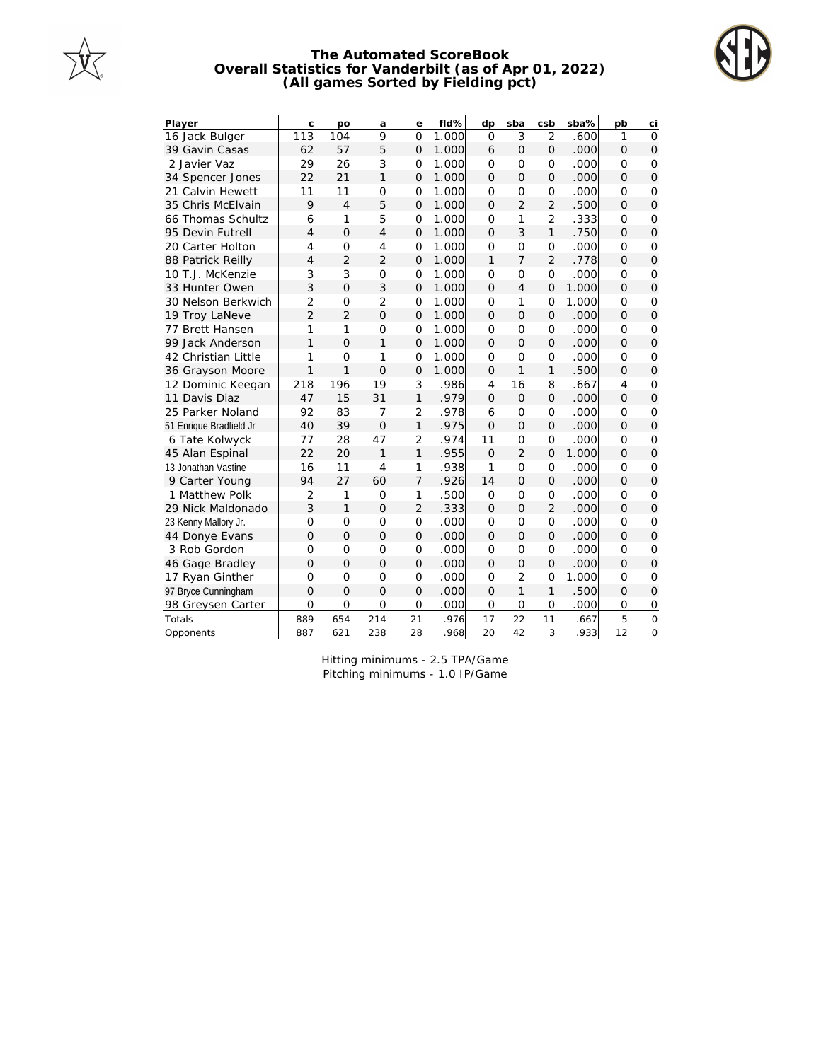# The Automated ScoreBook
## Overall Statistics for Vanderbilt (as of Apr 01, 2022)
### (All games Sorted by Fielding pct)

| Player | c | po | a | e | fld% | dp | sba | csb | sba% | pb | ci |
|---|---|---|---|---|---|---|---|---|---|---|---|
| 16 Jack Bulger | 113 | 104 | 9 | 0 | 1.000 | 0 | 3 | 2 | .600 | 1 | 0 |
| 39 Gavin Casas | 62 | 57 | 5 | 0 | 1.000 | 6 | 0 | 0 | .000 | 0 | 0 |
| 2 Javier Vaz | 29 | 26 | 3 | 0 | 1.000 | 0 | 0 | 0 | .000 | 0 | 0 |
| 34 Spencer Jones | 22 | 21 | 1 | 0 | 1.000 | 0 | 0 | 0 | .000 | 0 | 0 |
| 21 Calvin Hewett | 11 | 11 | 0 | 0 | 1.000 | 0 | 0 | 0 | .000 | 0 | 0 |
| 35 Chris McElvain | 9 | 4 | 5 | 0 | 1.000 | 0 | 2 | 2 | .500 | 0 | 0 |
| 66 Thomas Schultz | 6 | 1 | 5 | 0 | 1.000 | 0 | 1 | 2 | .333 | 0 | 0 |
| 95 Devin Futrell | 4 | 0 | 4 | 0 | 1.000 | 0 | 3 | 1 | .750 | 0 | 0 |
| 20 Carter Holton | 4 | 0 | 4 | 0 | 1.000 | 0 | 0 | 0 | .000 | 0 | 0 |
| 88 Patrick Reilly | 4 | 2 | 2 | 0 | 1.000 | 1 | 7 | 2 | .778 | 0 | 0 |
| 10 T.J. McKenzie | 3 | 3 | 0 | 0 | 1.000 | 0 | 0 | 0 | .000 | 0 | 0 |
| 33 Hunter Owen | 3 | 0 | 3 | 0 | 1.000 | 0 | 4 | 0 | 1.000 | 0 | 0 |
| 30 Nelson Berkwich | 2 | 0 | 2 | 0 | 1.000 | 0 | 1 | 0 | 1.000 | 0 | 0 |
| 19 Troy LaNeve | 2 | 2 | 0 | 0 | 1.000 | 0 | 0 | 0 | .000 | 0 | 0 |
| 77 Brett Hansen | 1 | 1 | 0 | 0 | 1.000 | 0 | 0 | 0 | .000 | 0 | 0 |
| 99 Jack Anderson | 1 | 0 | 1 | 0 | 1.000 | 0 | 0 | 0 | .000 | 0 | 0 |
| 42 Christian Little | 1 | 0 | 1 | 0 | 1.000 | 0 | 0 | 0 | .000 | 0 | 0 |
| 36 Grayson Moore | 1 | 1 | 0 | 0 | 1.000 | 0 | 1 | 1 | .500 | 0 | 0 |
| 12 Dominic Keegan | 218 | 196 | 19 | 3 | .986 | 4 | 16 | 8 | .667 | 4 | 0 |
| 11 Davis Diaz | 47 | 15 | 31 | 1 | .979 | 0 | 0 | 0 | .000 | 0 | 0 |
| 25 Parker Noland | 92 | 83 | 7 | 2 | .978 | 6 | 0 | 0 | .000 | 0 | 0 |
| 51 Enrique Bradfield Jr | 40 | 39 | 0 | 1 | .975 | 0 | 0 | 0 | .000 | 0 | 0 |
| 6 Tate Kolwyck | 77 | 28 | 47 | 2 | .974 | 11 | 0 | 0 | .000 | 0 | 0 |
| 45 Alan Espinal | 22 | 20 | 1 | 1 | .955 | 0 | 2 | 0 | 1.000 | 0 | 0 |
| 13 Jonathan Vastine | 16 | 11 | 4 | 1 | .938 | 1 | 0 | 0 | .000 | 0 | 0 |
| 9 Carter Young | 94 | 27 | 60 | 7 | .926 | 14 | 0 | 0 | .000 | 0 | 0 |
| 1 Matthew Polk | 2 | 1 | 0 | 1 | .500 | 0 | 0 | 0 | .000 | 0 | 0 |
| 29 Nick Maldonado | 3 | 1 | 0 | 2 | .333 | 0 | 0 | 2 | .000 | 0 | 0 |
| 23 Kenny Mallory Jr. | 0 | 0 | 0 | 0 | .000 | 0 | 0 | 0 | .000 | 0 | 0 |
| 44 Donye Evans | 0 | 0 | 0 | 0 | .000 | 0 | 0 | 0 | .000 | 0 | 0 |
| 3 Rob Gordon | 0 | 0 | 0 | 0 | .000 | 0 | 0 | 0 | .000 | 0 | 0 |
| 46 Gage Bradley | 0 | 0 | 0 | 0 | .000 | 0 | 0 | 0 | .000 | 0 | 0 |
| 17 Ryan Ginther | 0 | 0 | 0 | 0 | .000 | 0 | 2 | 0 | 1.000 | 0 | 0 |
| 97 Bryce Cunningham | 0 | 0 | 0 | 0 | .000 | 0 | 1 | 1 | .500 | 0 | 0 |
| 98 Greysen Carter | 0 | 0 | 0 | 0 | .000 | 0 | 0 | 0 | .000 | 0 | 0 |
| Totals | 889 | 654 | 214 | 21 | .976 | 17 | 22 | 11 | .667 | 5 | 0 |
| Opponents | 887 | 621 | 238 | 28 | .968 | 20 | 42 | 3 | .933 | 12 | 0 |

Hitting minimums - 2.5 TPA/Game
Pitching minimums - 1.0 IP/Game